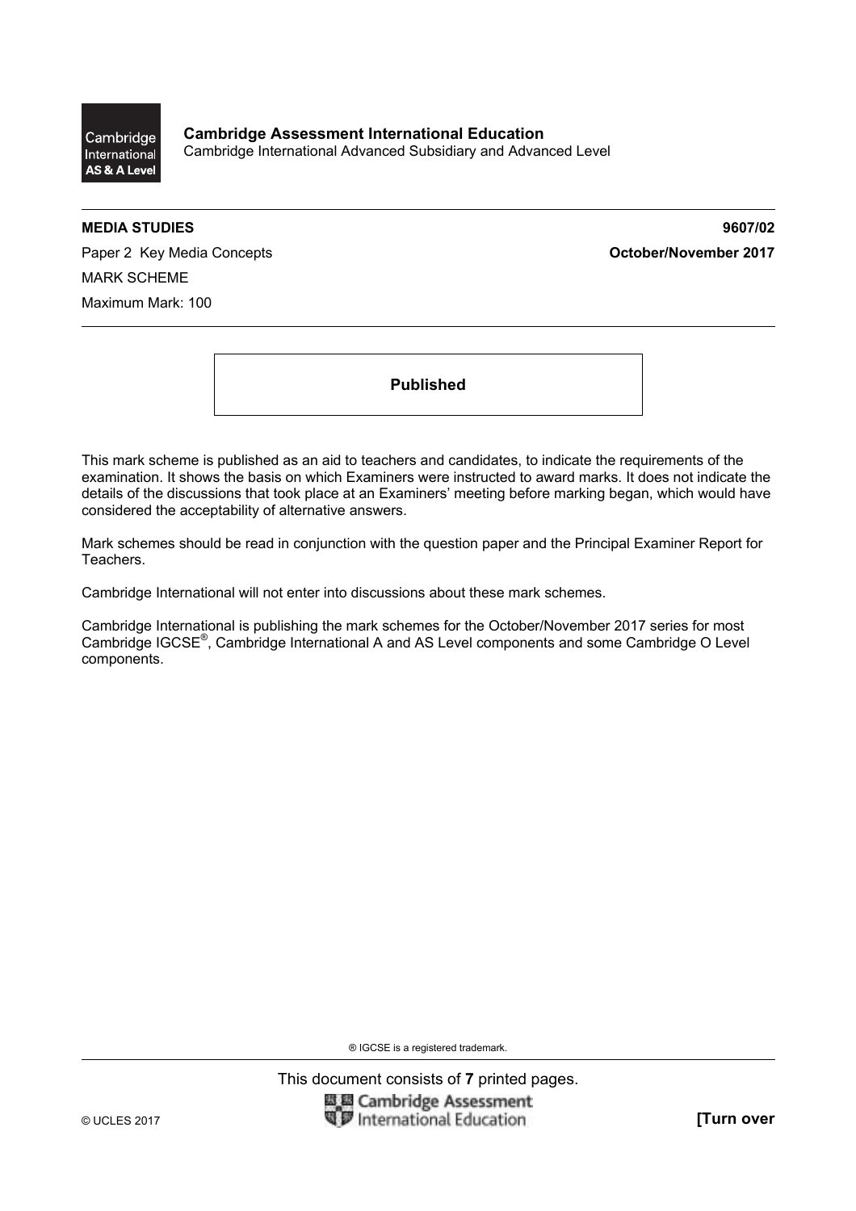**Cambridge Assessment International Education**
Cambridge International Advanced Subsidiary and Advanced Level

**MEDIA STUDIES** **9607/02**

Paper 2 Key Media Concepts **October/November 2017**

MARK SCHEME

Maximum Mark: 100

**Published**

This mark scheme is published as an aid to teachers and candidates, to indicate the requirements of the examination. It shows the basis on which Examiners were instructed to award marks. It does not indicate the details of the discussions that took place at an Examiners' meeting before marking began, which would have considered the acceptability of alternative answers.

Mark schemes should be read in conjunction with the question paper and the Principal Examiner Report for Teachers.

Cambridge International will not enter into discussions about these mark schemes.

Cambridge International is publishing the mark schemes for the October/November 2017 series for most Cambridge IGCSE®, Cambridge International A and AS Level components and some Cambridge O Level components.

® IGCSE is a registered trademark.

This document consists of **7** printed pages.

© UCLES 2017 **[Turn over**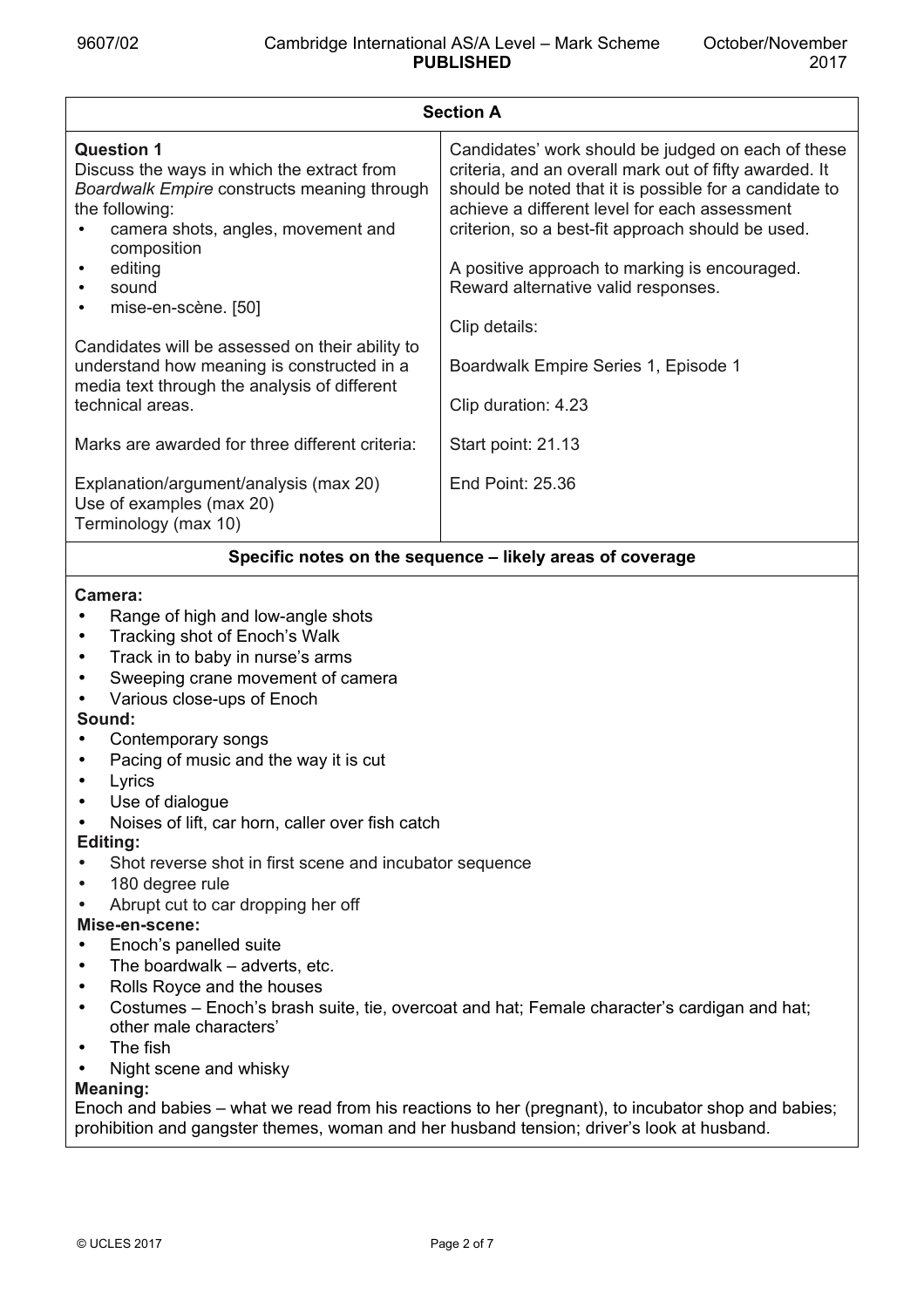## Section A

| **Question 1** | |
|---|---|
| Discuss the ways in which the extract from *Boardwalk Empire* constructs meaning through the following:<br>• camera shots, angles, movement and composition<br>• editing<br>• sound<br>• mise-en-scène. [50]<br><br>Candidates will be assessed on their ability to understand how meaning is constructed in a media text through the analysis of different technical areas.<br><br>Marks are awarded for three different criteria:<br><br>Explanation/argument/analysis (max 20)<br>Use of examples (max 20)<br>Terminology (max 10) | Candidates' work should be judged on each of these criteria, and an overall mark out of fifty awarded. It should be noted that it is possible for a candidate to achieve a different level for each assessment criterion, so a best-fit approach should be used.<br><br>A positive approach to marking is encouraged. Reward alternative valid responses.<br><br>Clip details:<br><br>Boardwalk Empire Series 1, Episode 1<br><br>Clip duration: 4.23<br><br>Start point: 21.13<br><br>End Point: 25.36 |

### Specific notes on the sequence – likely areas of coverage

**Camera:**
- Range of high and low-angle shots
- Tracking shot of Enoch's Walk
- Track in to baby in nurse's arms
- Sweeping crane movement of camera
- Various close-ups of Enoch

**Sound:**
- Contemporary songs
- Pacing of music and the way it is cut
- Lyrics
- Use of dialogue
- Noises of lift, car horn, caller over fish catch

**Editing:**
- Shot reverse shot in first scene and incubator sequence
- 180 degree rule
- Abrupt cut to car dropping her off

**Mise-en-scene:**
- Enoch's panelled suite
- The boardwalk – adverts, etc.
- Rolls Royce and the houses
- Costumes – Enoch's brash suite, tie, overcoat and hat; Female character's cardigan and hat; other male characters'
- The fish
- Night scene and whisky

**Meaning:**
Enoch and babies – what we read from his reactions to her (pregnant), to incubator shop and babies; prohibition and gangster themes, woman and her husband tension; driver's look at husband.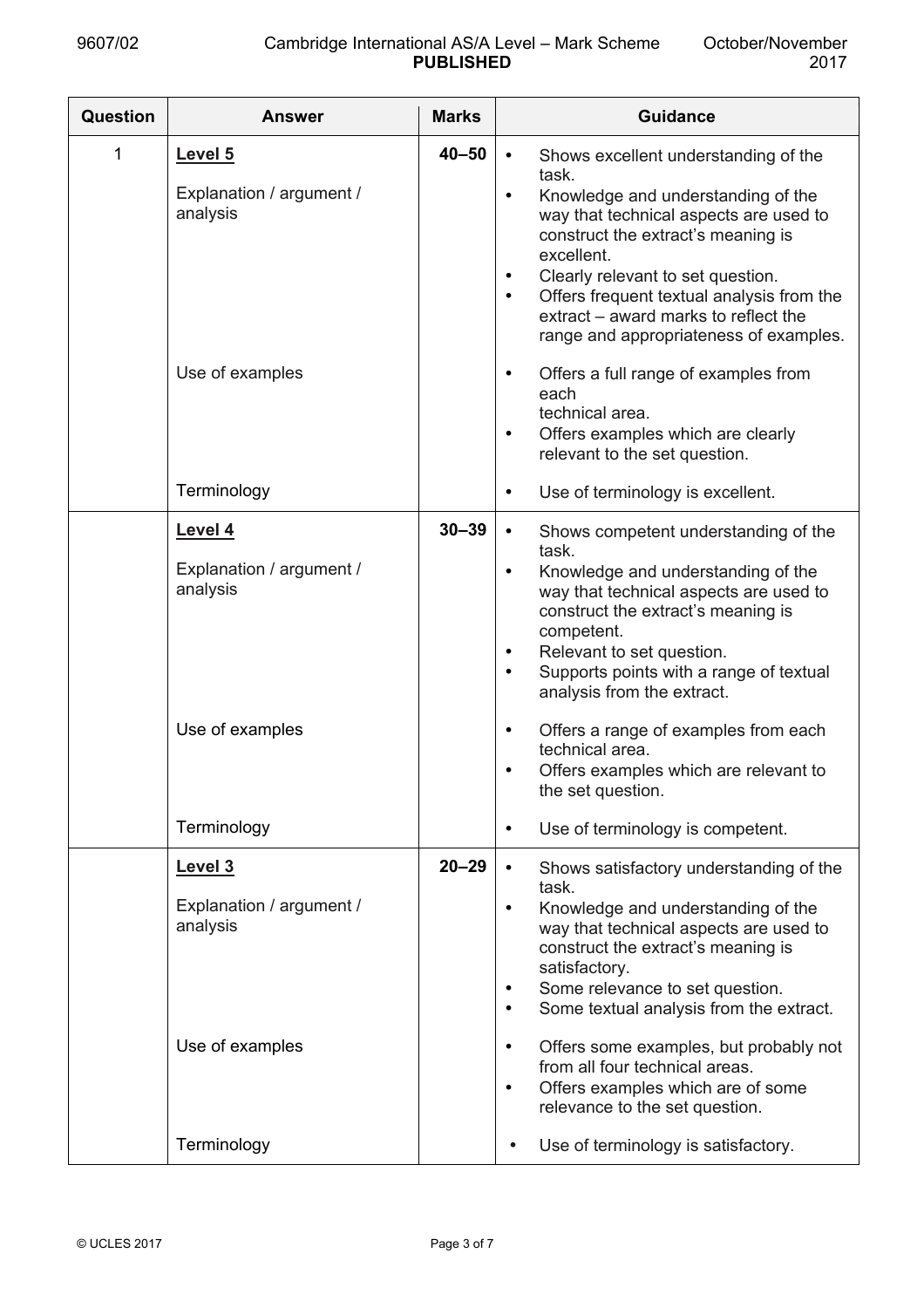| Question | Answer | Marks | Guidance |
|---|---|---|---|
| 1 | **Level 5**<br><br>Explanation / argument / analysis | 40–50 | • Shows excellent understanding of the task.<br>• Knowledge and understanding of the way that technical aspects are used to construct the extract's meaning is excellent.<br>• Clearly relevant to set question.<br>• Offers frequent textual analysis from the extract – award marks to reflect the range and appropriateness of examples. |
| | Use of examples | | • Offers a full range of examples from each technical area.<br>• Offers examples which are clearly relevant to the set question. |
| | Terminology | | • Use of terminology is excellent. |
| | **Level 4**<br><br>Explanation / argument / analysis | 30–39 | • Shows competent understanding of the task.<br>• Knowledge and understanding of the way that technical aspects are used to construct the extract's meaning is competent.<br>• Relevant to set question.<br>• Supports points with a range of textual analysis from the extract. |
| | Use of examples | | • Offers a range of examples from each technical area.<br>• Offers examples which are relevant to the set question. |
| | Terminology | | • Use of terminology is competent. |
| | **Level 3**<br><br>Explanation / argument / analysis | 20–29 | • Shows satisfactory understanding of the task.<br>• Knowledge and understanding of the way that technical aspects are used to construct the extract's meaning is satisfactory.<br>• Some relevance to set question.<br>• Some textual analysis from the extract. |
| | Use of examples | | • Offers some examples, but probably not from all four technical areas.<br>• Offers examples which are of some relevance to the set question. |
| | Terminology | | • Use of terminology is satisfactory. |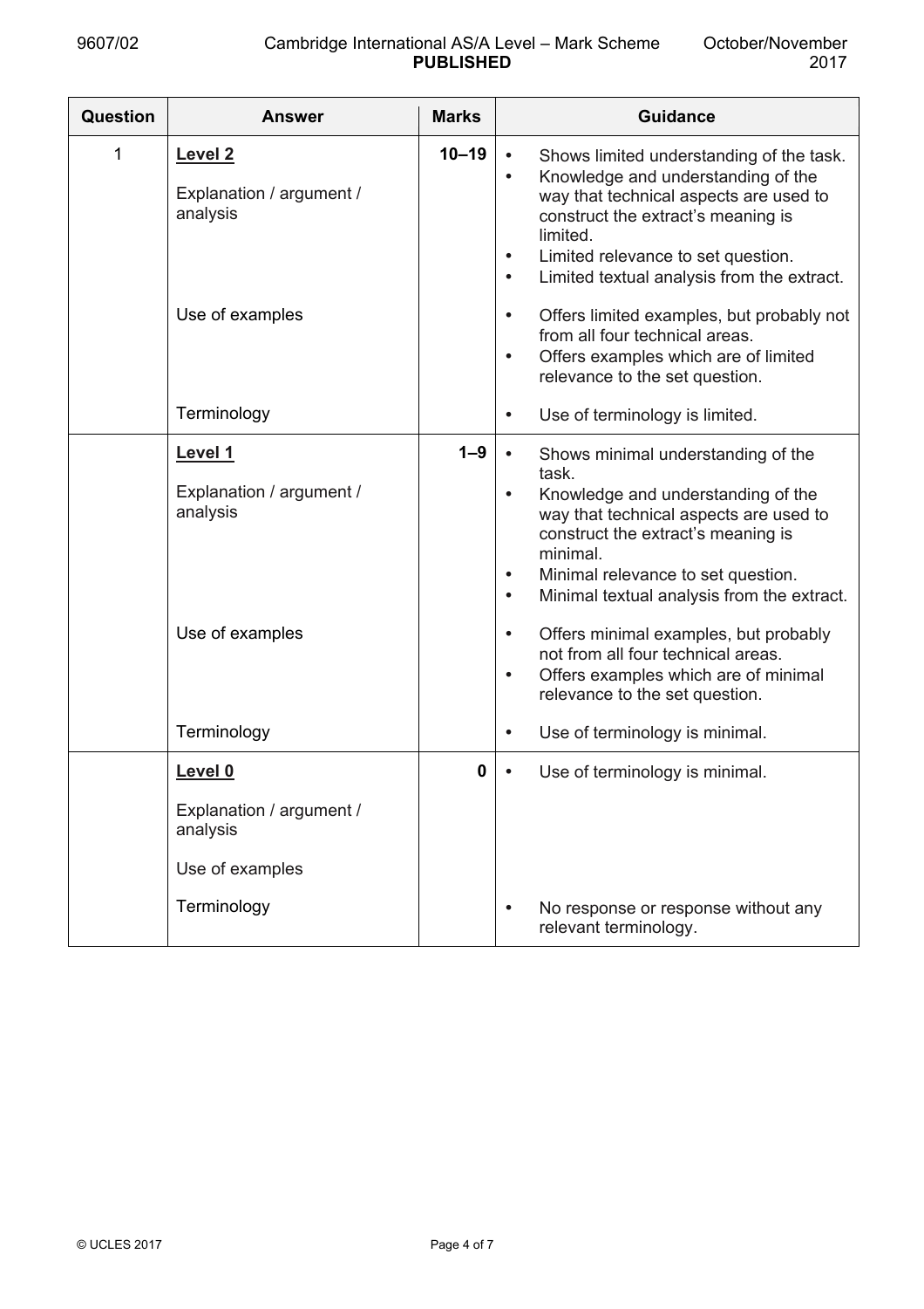| Question | Answer | Marks | Guidance |
|---|---|---|---|
| 1 | **Level 2** | **10–19** | |
| | Explanation / argument / analysis | | • Shows limited understanding of the task.<br>• Knowledge and understanding of the way that technical aspects are used to construct the extract's meaning is limited.<br>• Limited relevance to set question.<br>• Limited textual analysis from the extract. |
| | Use of examples | | • Offers limited examples, but probably not from all four technical areas.<br>• Offers examples which are of limited relevance to the set question. |
| | Terminology | | • Use of terminology is limited. |
| | **Level 1** | **1–9** | |
| | Explanation / argument / analysis | | • Shows minimal understanding of the task.<br>• Knowledge and understanding of the way that technical aspects are used to construct the extract's meaning is minimal.<br>• Minimal relevance to set question.<br>• Minimal textual analysis from the extract. |
| | Use of examples | | • Offers minimal examples, but probably not from all four technical areas.<br>• Offers examples which are of minimal relevance to the set question. |
| | Terminology | | • Use of terminology is minimal. |
| | **Level 0** | **0** | • Use of terminology is minimal. |
| | Explanation / argument / analysis | | |
| | Use of examples | | |
| | Terminology | | • No response or response without any relevant terminology. |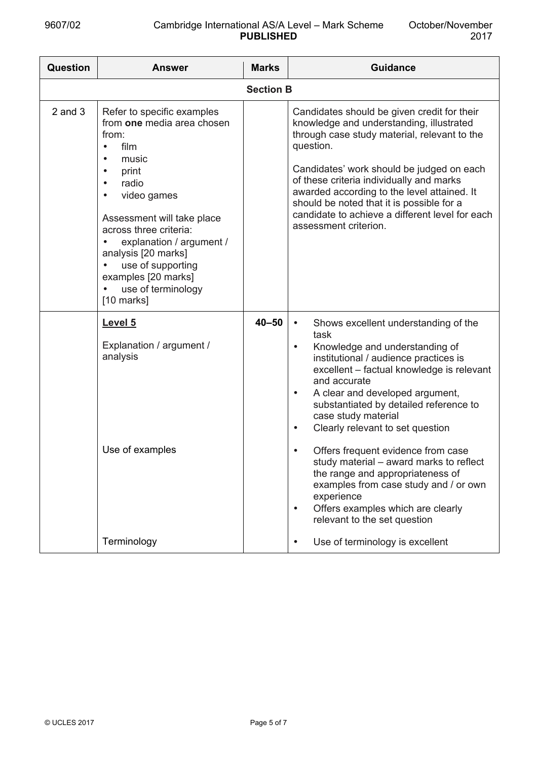| Question | Answer | Marks | Guidance |
|---|---|---|---|
| | **Section B** | | |
| 2 and 3 | Refer to specific examples from **one** media area chosen from:<br>• film<br>• music<br>• print<br>• radio<br>• video games<br><br>Assessment will take place across three criteria:<br>• explanation / argument / analysis [20 marks]<br>• use of supporting examples [20 marks]<br>• use of terminology [10 marks] | | Candidates should be given credit for their knowledge and understanding, illustrated through case study material, relevant to the question.<br><br>Candidates' work should be judged on each of these criteria individually and marks awarded according to the level attained. It should be noted that it is possible for a candidate to achieve a different level for each assessment criterion. |
| | **<u>Level 5</u>**<br><br>Explanation / argument / analysis | 40–50 | • Shows excellent understanding of the task<br>• Knowledge and understanding of institutional / audience practices is excellent – factual knowledge is relevant and accurate<br>• A clear and developed argument, substantiated by detailed reference to case study material<br>• Clearly relevant to set question |
| | Use of examples | | • Offers frequent evidence from case study material – award marks to reflect the range and appropriateness of examples from case study and / or own experience<br>• Offers examples which are clearly relevant to the set question |
| | Terminology | | • Use of terminology is excellent |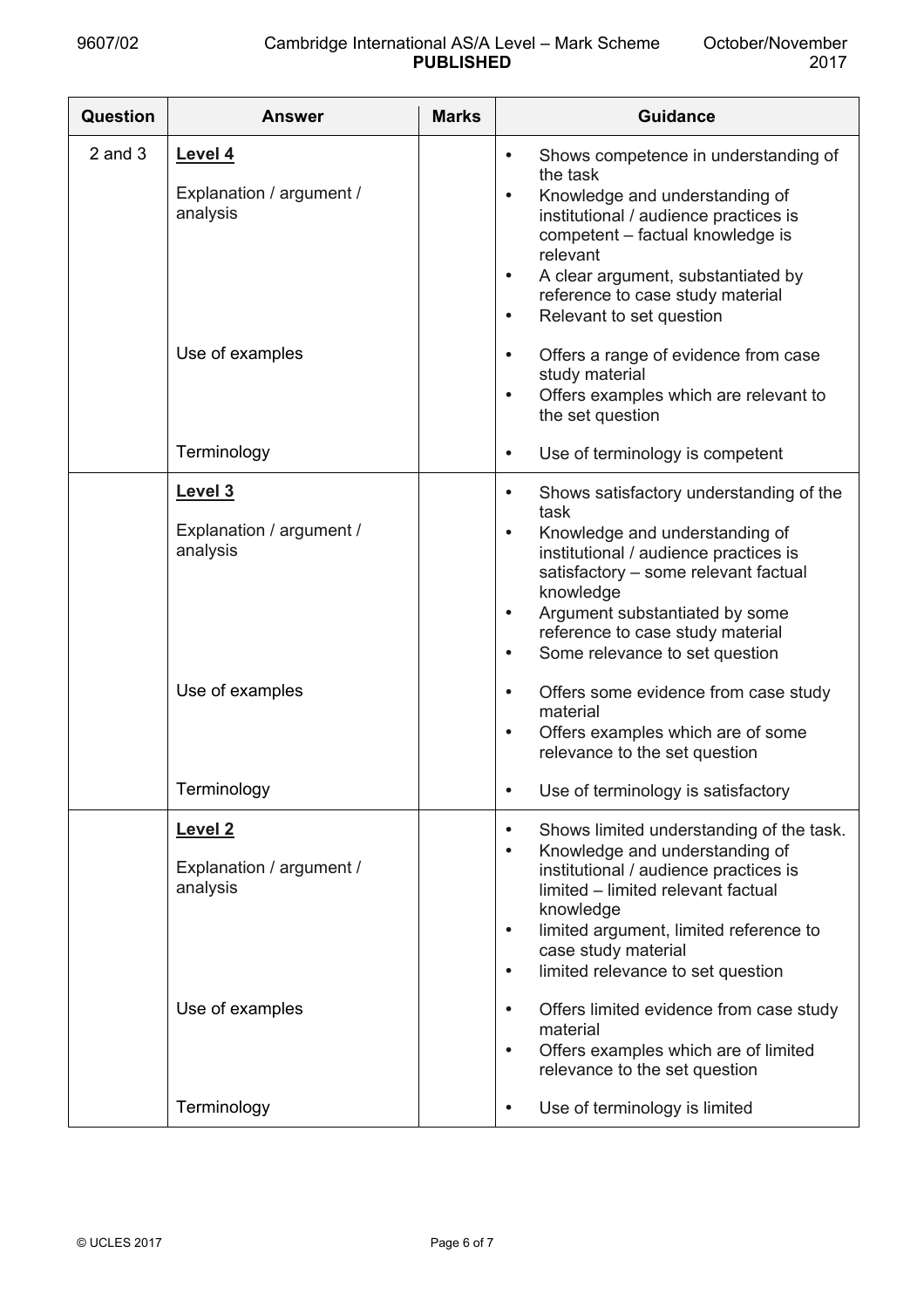| Question | Answer | Marks | Guidance |
|---|---|---|---|
| 2 and 3 | **Level 4** | | |
| | Explanation / argument / analysis | | • Shows competence in understanding of the task<br>• Knowledge and understanding of institutional / audience practices is competent – factual knowledge is relevant<br>• A clear argument, substantiated by reference to case study material<br>• Relevant to set question |
| | Use of examples | | • Offers a range of evidence from case study material<br>• Offers examples which are relevant to the set question |
| | Terminology | | • Use of terminology is competent |
| | **Level 3** | | |
| | Explanation / argument / analysis | | • Shows satisfactory understanding of the task<br>• Knowledge and understanding of institutional / audience practices is satisfactory – some relevant factual knowledge<br>• Argument substantiated by some reference to case study material<br>• Some relevance to set question |
| | Use of examples | | • Offers some evidence from case study material<br>• Offers examples which are of some relevance to the set question |
| | Terminology | | • Use of terminology is satisfactory |
| | **Level 2** | | |
| | Explanation / argument / analysis | | • Shows limited understanding of the task.<br>• Knowledge and understanding of institutional / audience practices is limited – limited relevant factual knowledge<br>• limited argument, limited reference to case study material<br>• limited relevance to set question |
| | Use of examples | | • Offers limited evidence from case study material<br>• Offers examples which are of limited relevance to the set question |
| | Terminology | | • Use of terminology is limited |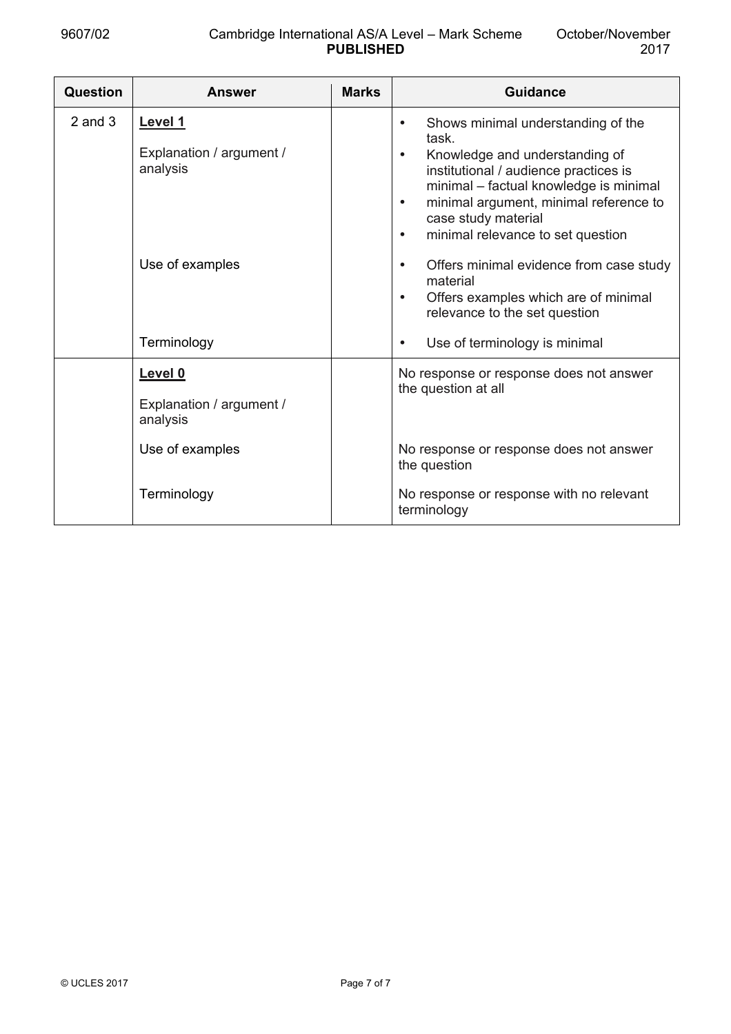| Question | Answer | Marks | Guidance |
|---|---|---|---|
| 2 and 3 | **Level 1**<br><br>Explanation / argument / analysis | | • Shows minimal understanding of the task.<br>• Knowledge and understanding of institutional / audience practices is minimal – factual knowledge is minimal<br>• minimal argument, minimal reference to case study material<br>• minimal relevance to set question |
| | Use of examples | | • Offers minimal evidence from case study material<br>• Offers examples which are of minimal relevance to the set question |
| | Terminology | | • Use of terminology is minimal |
| | **Level 0**<br><br>Explanation / argument / analysis | | No response or response does not answer the question at all |
| | Use of examples | | No response or response does not answer the question |
| | Terminology | | No response or response with no relevant terminology |